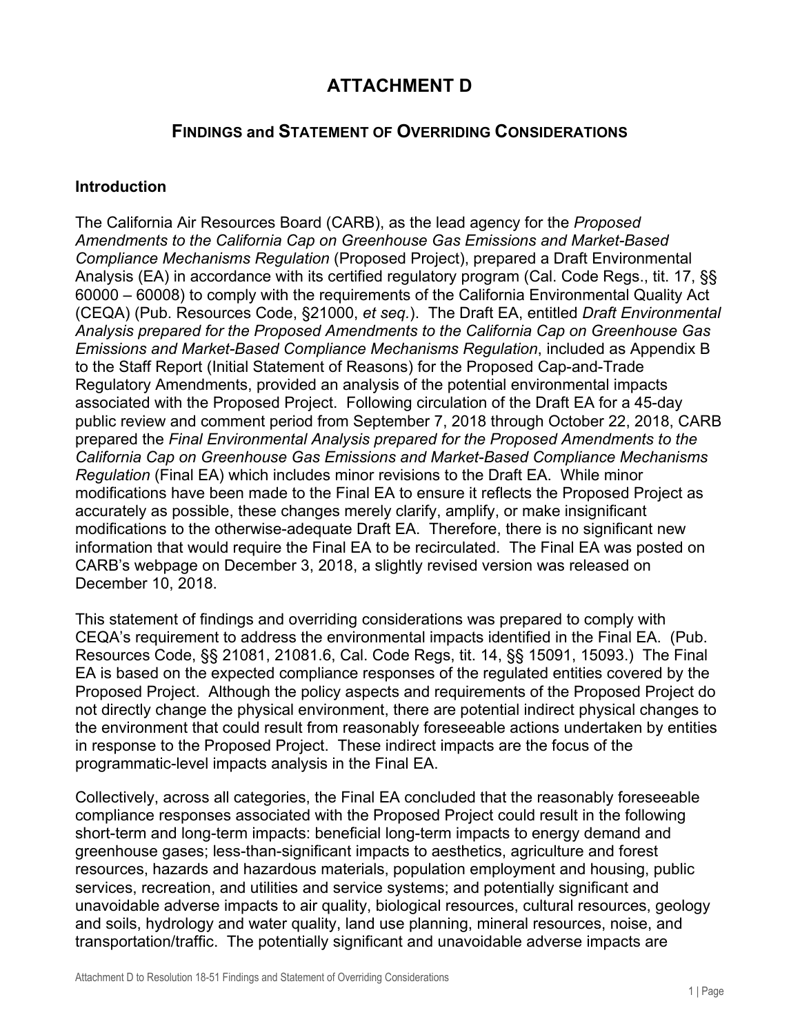# ATTACHMENT D

## FINDINGS and STATEMENT OF OVERRIDING CONSIDERATIONS

### Introduction

The California Air Resources Board (CARB), as the lead agency for the *Proposed Amendments to the California Cap on Greenhouse Gas Emissions and Market-Based Compliance Mechanisms Regulation* (Proposed Project), prepared a Draft Environmental Analysis (EA) in accordance with its certified regulatory program (Cal. Code Regs., tit. 17, §§ 60000 – 60008) to comply with the requirements of the California Environmental Quality Act (CEQA) (Pub. Resources Code, §21000, *et seq.*). The Draft EA, entitled *Draft Environmental Analysis prepared for the Proposed Amendments to the California Cap on Greenhouse Gas Emissions and Market-Based Compliance Mechanisms Regulation*, included as Appendix B to the Staff Report (Initial Statement of Reasons) for the Proposed Cap-and-Trade Regulatory Amendments, provided an analysis of the potential environmental impacts associated with the Proposed Project. Following circulation of the Draft EA for a 45-day public review and comment period from September 7, 2018 through October 22, 2018, CARB prepared the *Final Environmental Analysis prepared for the Proposed Amendments to the California Cap on Greenhouse Gas Emissions and Market-Based Compliance Mechanisms Regulation* (Final EA) which includes minor revisions to the Draft EA. While minor modifications have been made to the Final EA to ensure it reflects the Proposed Project as accurately as possible, these changes merely clarify, amplify, or make insignificant modifications to the otherwise-adequate Draft EA. Therefore, there is no significant new information that would require the Final EA to be recirculated. The Final EA was posted on CARB's webpage on December 3, 2018, a slightly revised version was released on December 10, 2018.

This statement of findings and overriding considerations was prepared to comply with CEQA's requirement to address the environmental impacts identified in the Final EA. (Pub. Resources Code, §§ 21081, 21081.6, Cal. Code Regs, tit. 14, §§ 15091, 15093.) The Final EA is based on the expected compliance responses of the regulated entities covered by the Proposed Project. Although the policy aspects and requirements of the Proposed Project do not directly change the physical environment, there are potential indirect physical changes to the environment that could result from reasonably foreseeable actions undertaken by entities in response to the Proposed Project. These indirect impacts are the focus of the programmatic-level impacts analysis in the Final EA.

Collectively, across all categories, the Final EA concluded that the reasonably foreseeable compliance responses associated with the Proposed Project could result in the following short-term and long-term impacts: beneficial long-term impacts to energy demand and greenhouse gases; less-than-significant impacts to aesthetics, agriculture and forest resources, hazards and hazardous materials, population employment and housing, public services, recreation, and utilities and service systems; and potentially significant and unavoidable adverse impacts to air quality, biological resources, cultural resources, geology and soils, hydrology and water quality, land use planning, mineral resources, noise, and transportation/traffic. The potentially significant and unavoidable adverse impacts are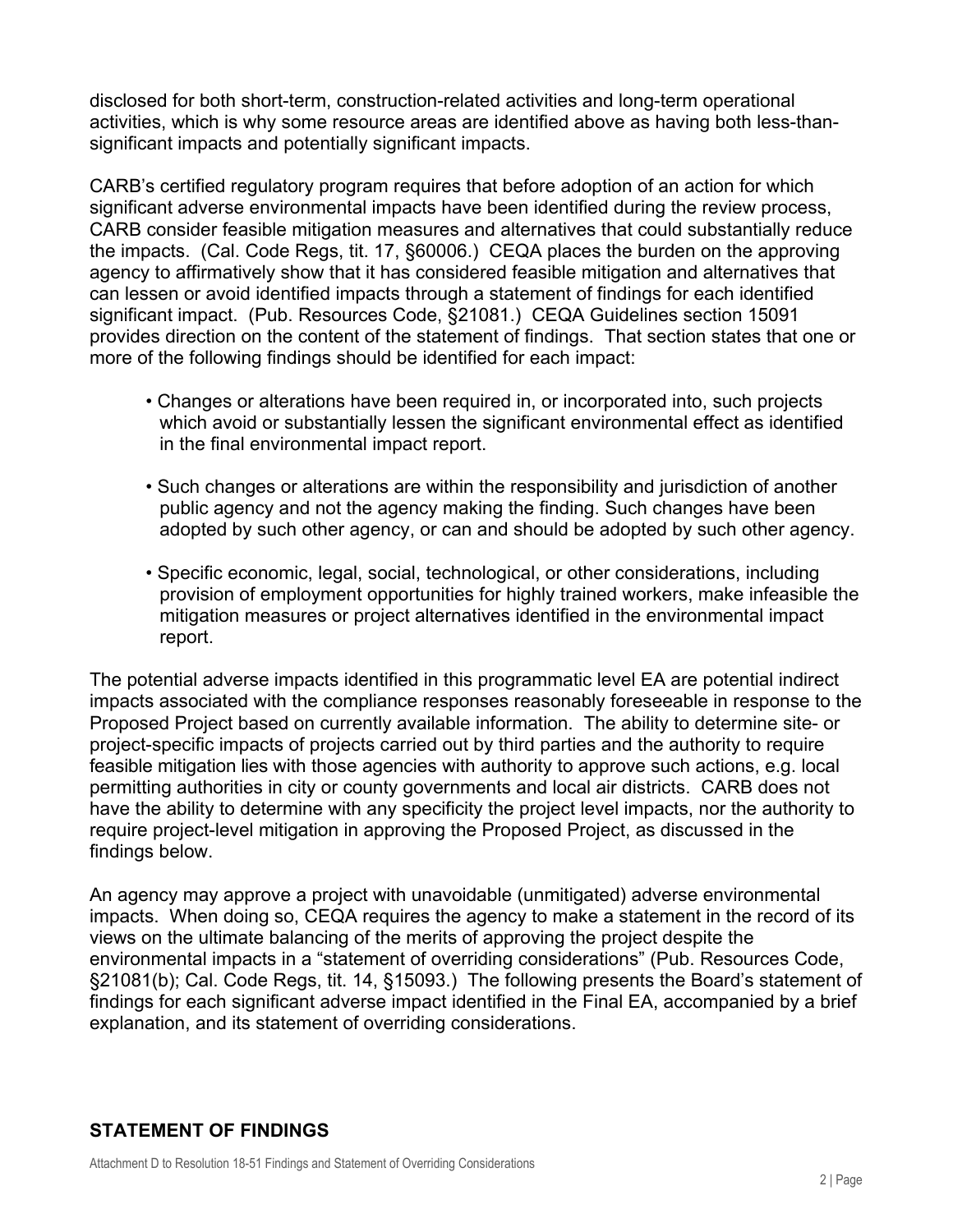disclosed for both short-term, construction-related activities and long-term operational activities, which is why some resource areas are identified above as having both less-than-significant impacts and potentially significant impacts.

CARB's certified regulatory program requires that before adoption of an action for which significant adverse environmental impacts have been identified during the review process, CARB consider feasible mitigation measures and alternatives that could substantially reduce the impacts. (Cal. Code Regs, tit. 17, §60006.) CEQA places the burden on the approving agency to affirmatively show that it has considered feasible mitigation and alternatives that can lessen or avoid identified impacts through a statement of findings for each identified significant impact. (Pub. Resources Code, §21081.) CEQA Guidelines section 15091 provides direction on the content of the statement of findings. That section states that one or more of the following findings should be identified for each impact:

- Changes or alterations have been required in, or incorporated into, such projects which avoid or substantially lessen the significant environmental effect as identified in the final environmental impact report.
- Such changes or alterations are within the responsibility and jurisdiction of another public agency and not the agency making the finding. Such changes have been adopted by such other agency, or can and should be adopted by such other agency.
- Specific economic, legal, social, technological, or other considerations, including provision of employment opportunities for highly trained workers, make infeasible the mitigation measures or project alternatives identified in the environmental impact report.

The potential adverse impacts identified in this programmatic level EA are potential indirect impacts associated with the compliance responses reasonably foreseeable in response to the Proposed Project based on currently available information. The ability to determine site- or project-specific impacts of projects carried out by third parties and the authority to require feasible mitigation lies with those agencies with authority to approve such actions, e.g. local permitting authorities in city or county governments and local air districts. CARB does not have the ability to determine with any specificity the project level impacts, nor the authority to require project-level mitigation in approving the Proposed Project, as discussed in the findings below.

An agency may approve a project with unavoidable (unmitigated) adverse environmental impacts. When doing so, CEQA requires the agency to make a statement in the record of its views on the ultimate balancing of the merits of approving the project despite the environmental impacts in a "statement of overriding considerations" (Pub. Resources Code, §21081(b); Cal. Code Regs, tit. 14, §15093.) The following presents the Board's statement of findings for each significant adverse impact identified in the Final EA, accompanied by a brief explanation, and its statement of overriding considerations.

## STATEMENT OF FINDINGS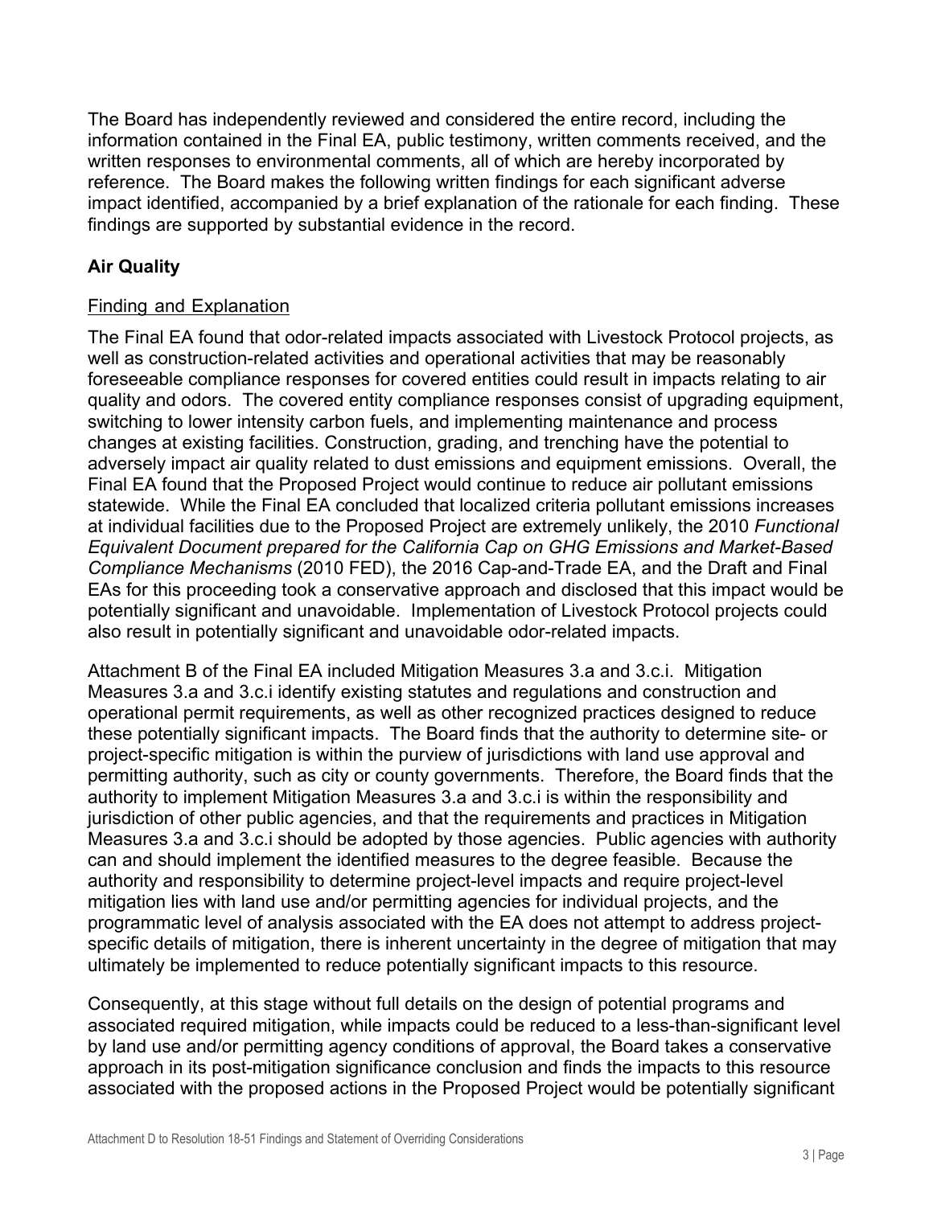The Board has independently reviewed and considered the entire record, including the information contained in the Final EA, public testimony, written comments received, and the written responses to environmental comments, all of which are hereby incorporated by reference. The Board makes the following written findings for each significant adverse impact identified, accompanied by a brief explanation of the rationale for each finding. These findings are supported by substantial evidence in the record.

## Air Quality

### Finding and Explanation

The Final EA found that odor-related impacts associated with Livestock Protocol projects, as well as construction-related activities and operational activities that may be reasonably foreseeable compliance responses for covered entities could result in impacts relating to air quality and odors. The covered entity compliance responses consist of upgrading equipment, switching to lower intensity carbon fuels, and implementing maintenance and process changes at existing facilities. Construction, grading, and trenching have the potential to adversely impact air quality related to dust emissions and equipment emissions. Overall, the Final EA found that the Proposed Project would continue to reduce air pollutant emissions statewide. While the Final EA concluded that localized criteria pollutant emissions increases at individual facilities due to the Proposed Project are extremely unlikely, the 2010 *Functional Equivalent Document prepared for the California Cap on GHG Emissions and Market-Based Compliance Mechanisms* (2010 FED), the 2016 Cap-and-Trade EA, and the Draft and Final EAs for this proceeding took a conservative approach and disclosed that this impact would be potentially significant and unavoidable. Implementation of Livestock Protocol projects could also result in potentially significant and unavoidable odor-related impacts.

Attachment B of the Final EA included Mitigation Measures 3.a and 3.c.i. Mitigation Measures 3.a and 3.c.i identify existing statutes and regulations and construction and operational permit requirements, as well as other recognized practices designed to reduce these potentially significant impacts. The Board finds that the authority to determine site- or project-specific mitigation is within the purview of jurisdictions with land use approval and permitting authority, such as city or county governments. Therefore, the Board finds that the authority to implement Mitigation Measures 3.a and 3.c.i is within the responsibility and jurisdiction of other public agencies, and that the requirements and practices in Mitigation Measures 3.a and 3.c.i should be adopted by those agencies. Public agencies with authority can and should implement the identified measures to the degree feasible. Because the authority and responsibility to determine project-level impacts and require project-level mitigation lies with land use and/or permitting agencies for individual projects, and the programmatic level of analysis associated with the EA does not attempt to address project-specific details of mitigation, there is inherent uncertainty in the degree of mitigation that may ultimately be implemented to reduce potentially significant impacts to this resource.

Consequently, at this stage without full details on the design of potential programs and associated required mitigation, while impacts could be reduced to a less-than-significant level by land use and/or permitting agency conditions of approval, the Board takes a conservative approach in its post-mitigation significance conclusion and finds the impacts to this resource associated with the proposed actions in the Proposed Project would be potentially significant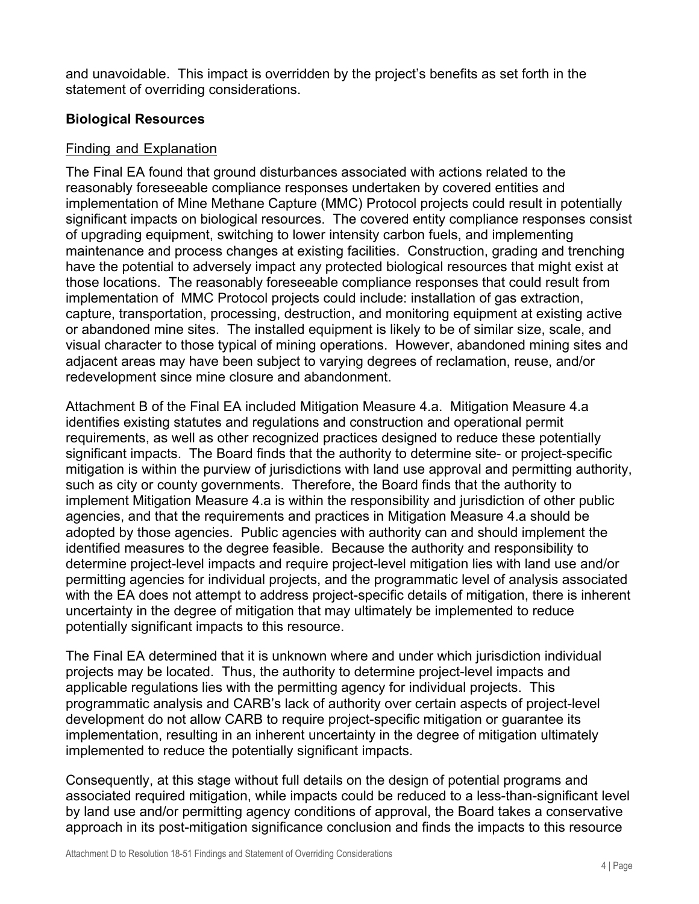and unavoidable. This impact is overridden by the project's benefits as set forth in the statement of overriding considerations.

## Biological Resources

### Finding and Explanation

The Final EA found that ground disturbances associated with actions related to the reasonably foreseeable compliance responses undertaken by covered entities and implementation of Mine Methane Capture (MMC) Protocol projects could result in potentially significant impacts on biological resources. The covered entity compliance responses consist of upgrading equipment, switching to lower intensity carbon fuels, and implementing maintenance and process changes at existing facilities. Construction, grading and trenching have the potential to adversely impact any protected biological resources that might exist at those locations. The reasonably foreseeable compliance responses that could result from implementation of MMC Protocol projects could include: installation of gas extraction, capture, transportation, processing, destruction, and monitoring equipment at existing active or abandoned mine sites. The installed equipment is likely to be of similar size, scale, and visual character to those typical of mining operations. However, abandoned mining sites and adjacent areas may have been subject to varying degrees of reclamation, reuse, and/or redevelopment since mine closure and abandonment.

Attachment B of the Final EA included Mitigation Measure 4.a. Mitigation Measure 4.a identifies existing statutes and regulations and construction and operational permit requirements, as well as other recognized practices designed to reduce these potentially significant impacts. The Board finds that the authority to determine site- or project-specific mitigation is within the purview of jurisdictions with land use approval and permitting authority, such as city or county governments. Therefore, the Board finds that the authority to implement Mitigation Measure 4.a is within the responsibility and jurisdiction of other public agencies, and that the requirements and practices in Mitigation Measure 4.a should be adopted by those agencies. Public agencies with authority can and should implement the identified measures to the degree feasible. Because the authority and responsibility to determine project-level impacts and require project-level mitigation lies with land use and/or permitting agencies for individual projects, and the programmatic level of analysis associated with the EA does not attempt to address project-specific details of mitigation, there is inherent uncertainty in the degree of mitigation that may ultimately be implemented to reduce potentially significant impacts to this resource.

The Final EA determined that it is unknown where and under which jurisdiction individual projects may be located. Thus, the authority to determine project-level impacts and applicable regulations lies with the permitting agency for individual projects. This programmatic analysis and CARB's lack of authority over certain aspects of project-level development do not allow CARB to require project-specific mitigation or guarantee its implementation, resulting in an inherent uncertainty in the degree of mitigation ultimately implemented to reduce the potentially significant impacts.

Consequently, at this stage without full details on the design of potential programs and associated required mitigation, while impacts could be reduced to a less-than-significant level by land use and/or permitting agency conditions of approval, the Board takes a conservative approach in its post-mitigation significance conclusion and finds the impacts to this resource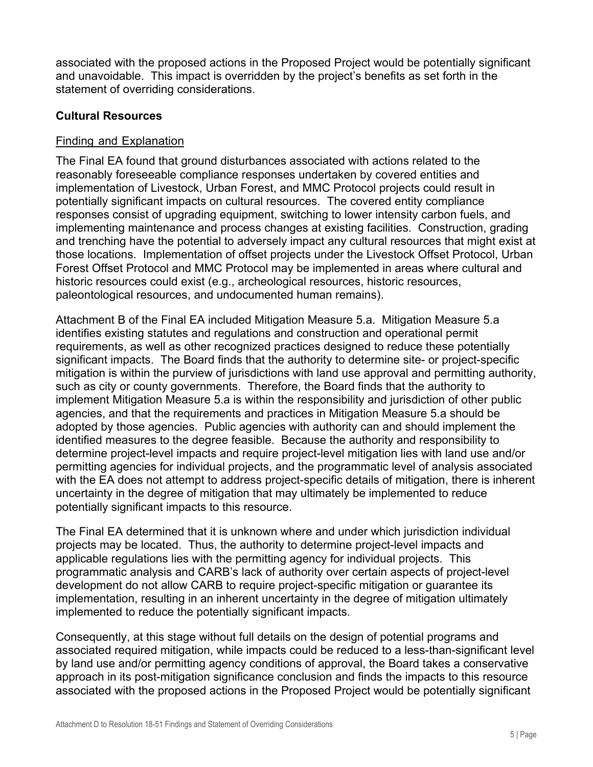associated with the proposed actions in the Proposed Project would be potentially significant and unavoidable. This impact is overridden by the project's benefits as set forth in the statement of overriding considerations.

### Cultural Resources

<u>Finding and Explanation</u>

The Final EA found that ground disturbances associated with actions related to the reasonably foreseeable compliance responses undertaken by covered entities and implementation of Livestock, Urban Forest, and MMC Protocol projects could result in potentially significant impacts on cultural resources. The covered entity compliance responses consist of upgrading equipment, switching to lower intensity carbon fuels, and implementing maintenance and process changes at existing facilities. Construction, grading and trenching have the potential to adversely impact any cultural resources that might exist at those locations. Implementation of offset projects under the Livestock Offset Protocol, Urban Forest Offset Protocol and MMC Protocol may be implemented in areas where cultural and historic resources could exist (e.g., archeological resources, historic resources, paleontological resources, and undocumented human remains).

Attachment B of the Final EA included Mitigation Measure 5.a. Mitigation Measure 5.a identifies existing statutes and regulations and construction and operational permit requirements, as well as other recognized practices designed to reduce these potentially significant impacts. The Board finds that the authority to determine site- or project-specific mitigation is within the purview of jurisdictions with land use approval and permitting authority, such as city or county governments. Therefore, the Board finds that the authority to implement Mitigation Measure 5.a is within the responsibility and jurisdiction of other public agencies, and that the requirements and practices in Mitigation Measure 5.a should be adopted by those agencies. Public agencies with authority can and should implement the identified measures to the degree feasible. Because the authority and responsibility to determine project-level impacts and require project-level mitigation lies with land use and/or permitting agencies for individual projects, and the programmatic level of analysis associated with the EA does not attempt to address project-specific details of mitigation, there is inherent uncertainty in the degree of mitigation that may ultimately be implemented to reduce potentially significant impacts to this resource.

The Final EA determined that it is unknown where and under which jurisdiction individual projects may be located. Thus, the authority to determine project-level impacts and applicable regulations lies with the permitting agency for individual projects. This programmatic analysis and CARB's lack of authority over certain aspects of project-level development do not allow CARB to require project-specific mitigation or guarantee its implementation, resulting in an inherent uncertainty in the degree of mitigation ultimately implemented to reduce the potentially significant impacts.

Consequently, at this stage without full details on the design of potential programs and associated required mitigation, while impacts could be reduced to a less-than-significant level by land use and/or permitting agency conditions of approval, the Board takes a conservative approach in its post-mitigation significance conclusion and finds the impacts to this resource associated with the proposed actions in the Proposed Project would be potentially significant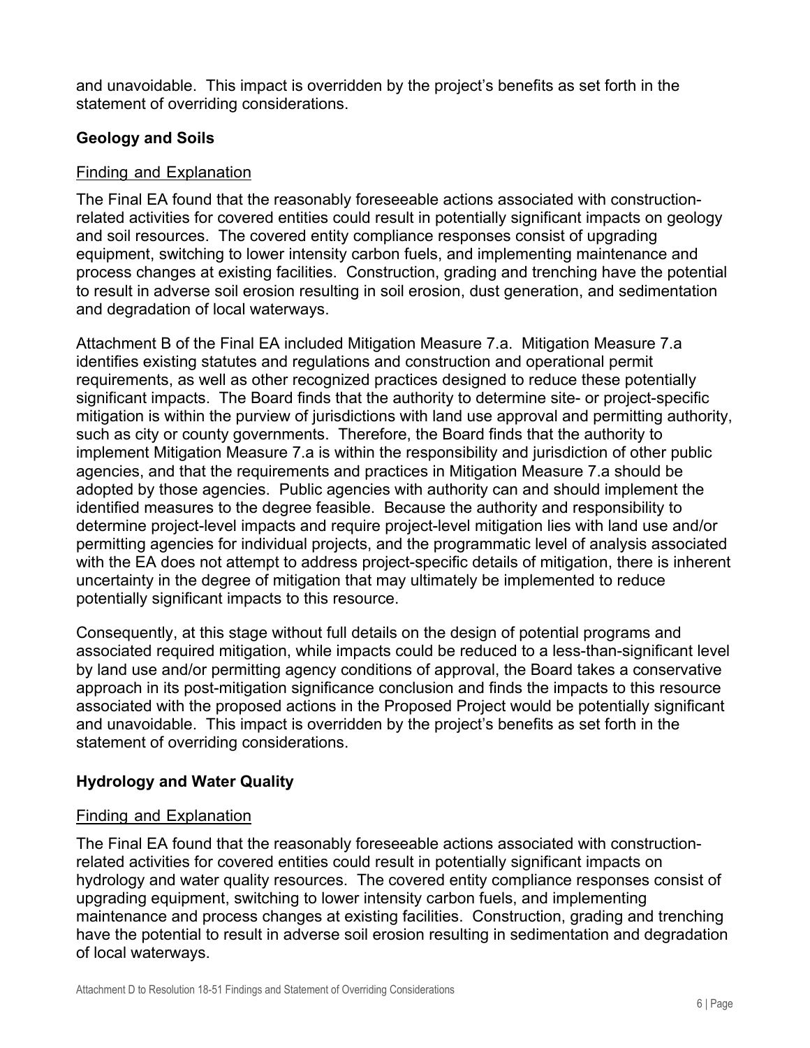and unavoidable. This impact is overridden by the project's benefits as set forth in the statement of overriding considerations.

### Geology and Soils

Finding and Explanation

The Final EA found that the reasonably foreseeable actions associated with construction-related activities for covered entities could result in potentially significant impacts on geology and soil resources. The covered entity compliance responses consist of upgrading equipment, switching to lower intensity carbon fuels, and implementing maintenance and process changes at existing facilities. Construction, grading and trenching have the potential to result in adverse soil erosion resulting in soil erosion, dust generation, and sedimentation and degradation of local waterways.

Attachment B of the Final EA included Mitigation Measure 7.a. Mitigation Measure 7.a identifies existing statutes and regulations and construction and operational permit requirements, as well as other recognized practices designed to reduce these potentially significant impacts. The Board finds that the authority to determine site- or project-specific mitigation is within the purview of jurisdictions with land use approval and permitting authority, such as city or county governments. Therefore, the Board finds that the authority to implement Mitigation Measure 7.a is within the responsibility and jurisdiction of other public agencies, and that the requirements and practices in Mitigation Measure 7.a should be adopted by those agencies. Public agencies with authority can and should implement the identified measures to the degree feasible. Because the authority and responsibility to determine project-level impacts and require project-level mitigation lies with land use and/or permitting agencies for individual projects, and the programmatic level of analysis associated with the EA does not attempt to address project-specific details of mitigation, there is inherent uncertainty in the degree of mitigation that may ultimately be implemented to reduce potentially significant impacts to this resource.

Consequently, at this stage without full details on the design of potential programs and associated required mitigation, while impacts could be reduced to a less-than-significant level by land use and/or permitting agency conditions of approval, the Board takes a conservative approach in its post-mitigation significance conclusion and finds the impacts to this resource associated with the proposed actions in the Proposed Project would be potentially significant and unavoidable. This impact is overridden by the project's benefits as set forth in the statement of overriding considerations.

### Hydrology and Water Quality

Finding and Explanation

The Final EA found that the reasonably foreseeable actions associated with construction-related activities for covered entities could result in potentially significant impacts on hydrology and water quality resources. The covered entity compliance responses consist of upgrading equipment, switching to lower intensity carbon fuels, and implementing maintenance and process changes at existing facilities. Construction, grading and trenching have the potential to result in adverse soil erosion resulting in sedimentation and degradation of local waterways.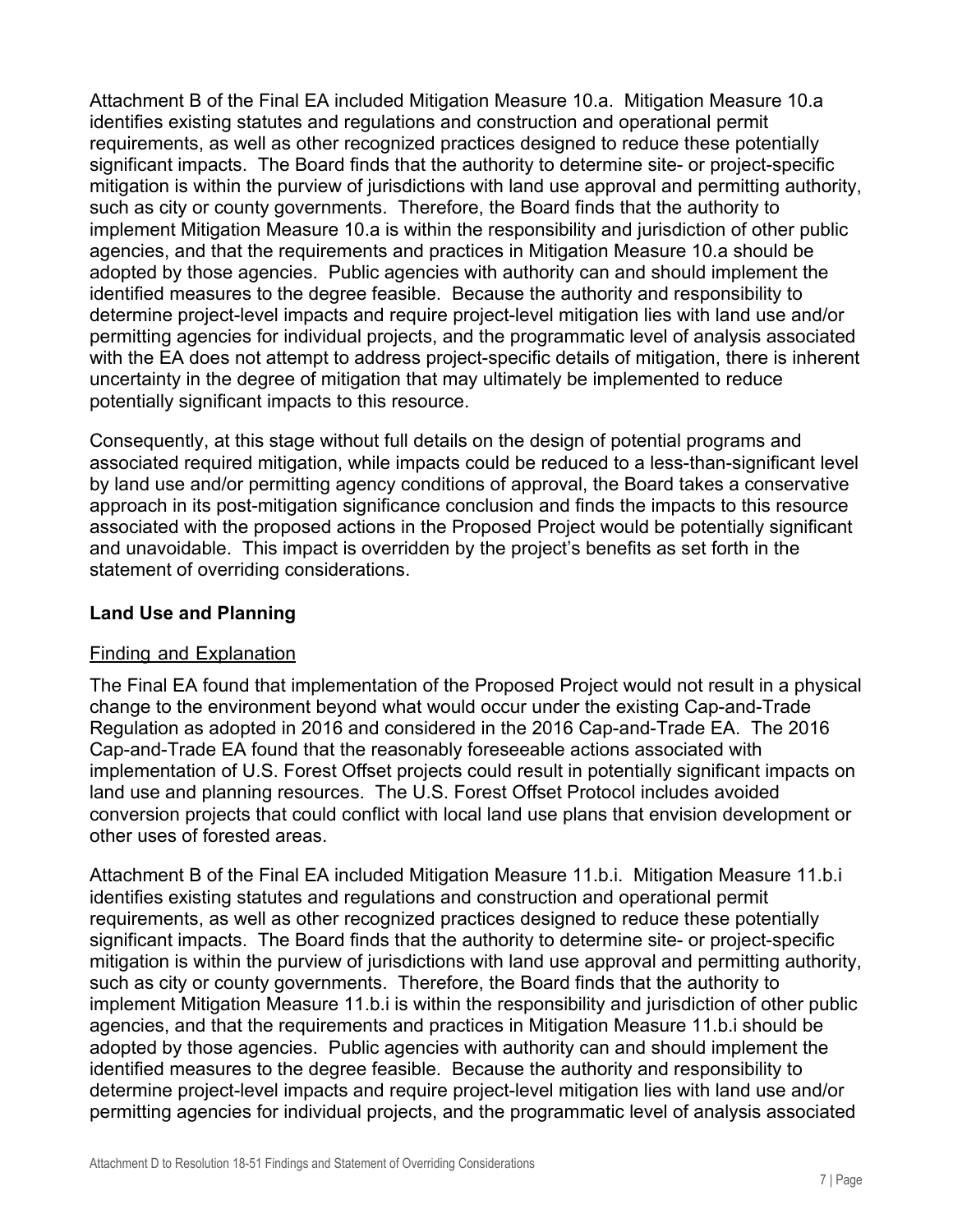Attachment B of the Final EA included Mitigation Measure 10.a. Mitigation Measure 10.a identifies existing statutes and regulations and construction and operational permit requirements, as well as other recognized practices designed to reduce these potentially significant impacts. The Board finds that the authority to determine site- or project-specific mitigation is within the purview of jurisdictions with land use approval and permitting authority, such as city or county governments. Therefore, the Board finds that the authority to implement Mitigation Measure 10.a is within the responsibility and jurisdiction of other public agencies, and that the requirements and practices in Mitigation Measure 10.a should be adopted by those agencies. Public agencies with authority can and should implement the identified measures to the degree feasible. Because the authority and responsibility to determine project-level impacts and require project-level mitigation lies with land use and/or permitting agencies for individual projects, and the programmatic level of analysis associated with the EA does not attempt to address project-specific details of mitigation, there is inherent uncertainty in the degree of mitigation that may ultimately be implemented to reduce potentially significant impacts to this resource.

Consequently, at this stage without full details on the design of potential programs and associated required mitigation, while impacts could be reduced to a less-than-significant level by land use and/or permitting agency conditions of approval, the Board takes a conservative approach in its post-mitigation significance conclusion and finds the impacts to this resource associated with the proposed actions in the Proposed Project would be potentially significant and unavoidable. This impact is overridden by the project's benefits as set forth in the statement of overriding considerations.

### Land Use and Planning

Finding and Explanation

The Final EA found that implementation of the Proposed Project would not result in a physical change to the environment beyond what would occur under the existing Cap-and-Trade Regulation as adopted in 2016 and considered in the 2016 Cap-and-Trade EA. The 2016 Cap-and-Trade EA found that the reasonably foreseeable actions associated with implementation of U.S. Forest Offset projects could result in potentially significant impacts on land use and planning resources. The U.S. Forest Offset Protocol includes avoided conversion projects that could conflict with local land use plans that envision development or other uses of forested areas.

Attachment B of the Final EA included Mitigation Measure 11.b.i. Mitigation Measure 11.b.i identifies existing statutes and regulations and construction and operational permit requirements, as well as other recognized practices designed to reduce these potentially significant impacts. The Board finds that the authority to determine site- or project-specific mitigation is within the purview of jurisdictions with land use approval and permitting authority, such as city or county governments. Therefore, the Board finds that the authority to implement Mitigation Measure 11.b.i is within the responsibility and jurisdiction of other public agencies, and that the requirements and practices in Mitigation Measure 11.b.i should be adopted by those agencies. Public agencies with authority can and should implement the identified measures to the degree feasible. Because the authority and responsibility to determine project-level impacts and require project-level mitigation lies with land use and/or permitting agencies for individual projects, and the programmatic level of analysis associated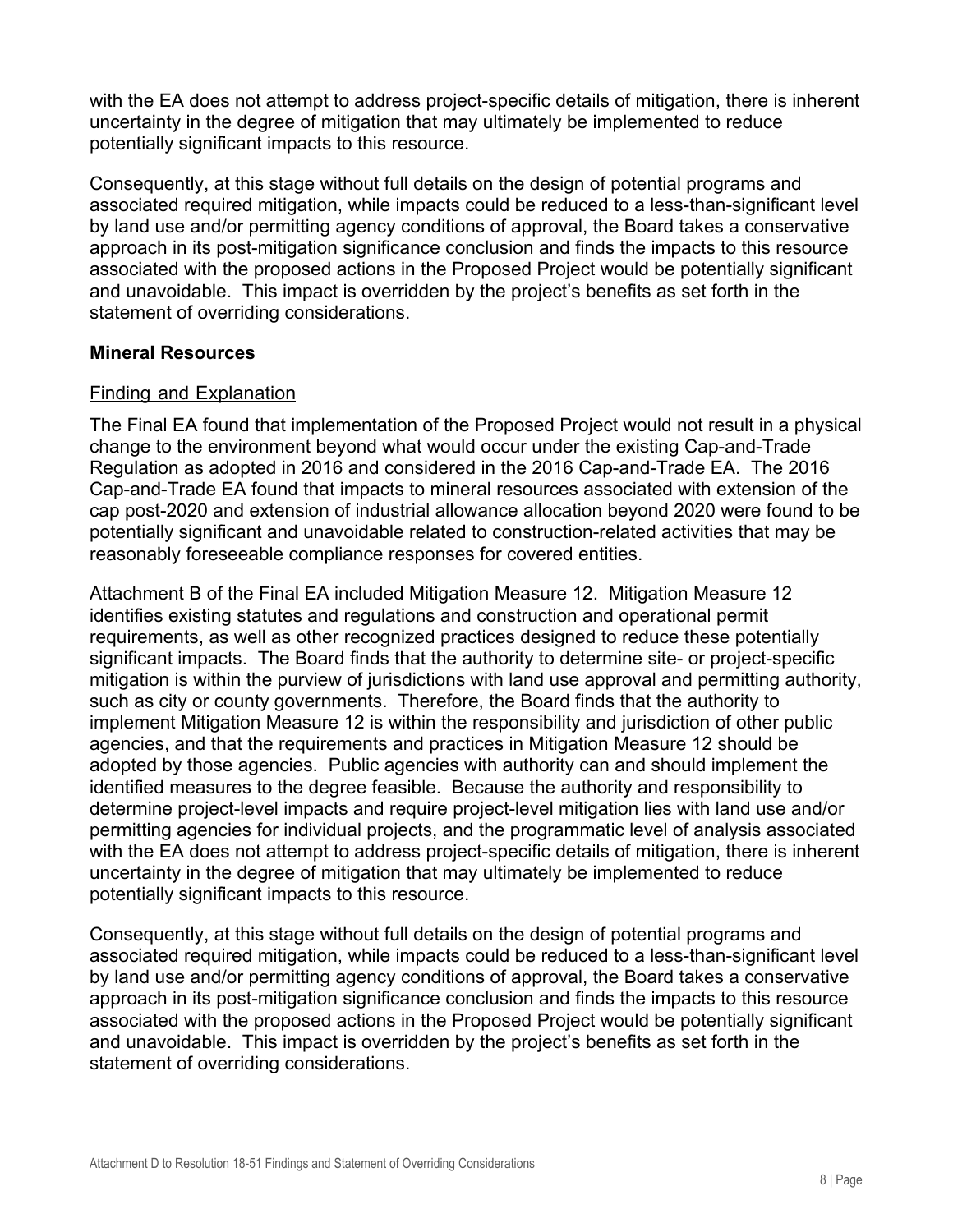with the EA does not attempt to address project-specific details of mitigation, there is inherent uncertainty in the degree of mitigation that may ultimately be implemented to reduce potentially significant impacts to this resource.

Consequently, at this stage without full details on the design of potential programs and associated required mitigation, while impacts could be reduced to a less-than-significant level by land use and/or permitting agency conditions of approval, the Board takes a conservative approach in its post-mitigation significance conclusion and finds the impacts to this resource associated with the proposed actions in the Proposed Project would be potentially significant and unavoidable. This impact is overridden by the project's benefits as set forth in the statement of overriding considerations.

### Mineral Resources

Finding and Explanation

The Final EA found that implementation of the Proposed Project would not result in a physical change to the environment beyond what would occur under the existing Cap-and-Trade Regulation as adopted in 2016 and considered in the 2016 Cap-and-Trade EA. The 2016 Cap-and-Trade EA found that impacts to mineral resources associated with extension of the cap post-2020 and extension of industrial allowance allocation beyond 2020 were found to be potentially significant and unavoidable related to construction-related activities that may be reasonably foreseeable compliance responses for covered entities.

Attachment B of the Final EA included Mitigation Measure 12. Mitigation Measure 12 identifies existing statutes and regulations and construction and operational permit requirements, as well as other recognized practices designed to reduce these potentially significant impacts. The Board finds that the authority to determine site- or project-specific mitigation is within the purview of jurisdictions with land use approval and permitting authority, such as city or county governments. Therefore, the Board finds that the authority to implement Mitigation Measure 12 is within the responsibility and jurisdiction of other public agencies, and that the requirements and practices in Mitigation Measure 12 should be adopted by those agencies. Public agencies with authority can and should implement the identified measures to the degree feasible. Because the authority and responsibility to determine project-level impacts and require project-level mitigation lies with land use and/or permitting agencies for individual projects, and the programmatic level of analysis associated with the EA does not attempt to address project-specific details of mitigation, there is inherent uncertainty in the degree of mitigation that may ultimately be implemented to reduce potentially significant impacts to this resource.

Consequently, at this stage without full details on the design of potential programs and associated required mitigation, while impacts could be reduced to a less-than-significant level by land use and/or permitting agency conditions of approval, the Board takes a conservative approach in its post-mitigation significance conclusion and finds the impacts to this resource associated with the proposed actions in the Proposed Project would be potentially significant and unavoidable. This impact is overridden by the project's benefits as set forth in the statement of overriding considerations.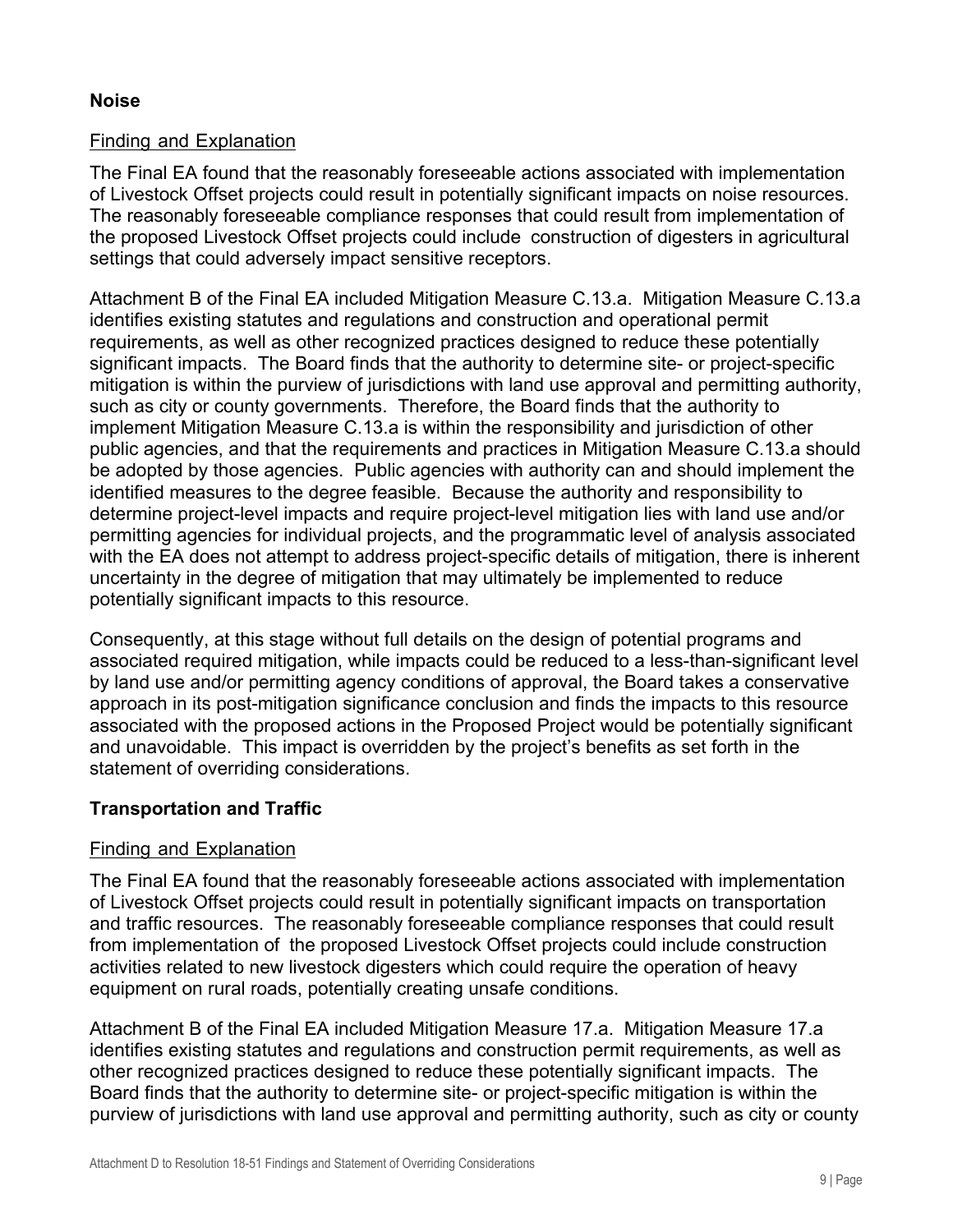## Noise

Finding and Explanation

The Final EA found that the reasonably foreseeable actions associated with implementation of Livestock Offset projects could result in potentially significant impacts on noise resources. The reasonably foreseeable compliance responses that could result from implementation of the proposed Livestock Offset projects could include construction of digesters in agricultural settings that could adversely impact sensitive receptors.

Attachment B of the Final EA included Mitigation Measure C.13.a. Mitigation Measure C.13.a identifies existing statutes and regulations and construction and operational permit requirements, as well as other recognized practices designed to reduce these potentially significant impacts. The Board finds that the authority to determine site- or project-specific mitigation is within the purview of jurisdictions with land use approval and permitting authority, such as city or county governments. Therefore, the Board finds that the authority to implement Mitigation Measure C.13.a is within the responsibility and jurisdiction of other public agencies, and that the requirements and practices in Mitigation Measure C.13.a should be adopted by those agencies. Public agencies with authority can and should implement the identified measures to the degree feasible. Because the authority and responsibility to determine project-level impacts and require project-level mitigation lies with land use and/or permitting agencies for individual projects, and the programmatic level of analysis associated with the EA does not attempt to address project-specific details of mitigation, there is inherent uncertainty in the degree of mitigation that may ultimately be implemented to reduce potentially significant impacts to this resource.

Consequently, at this stage without full details on the design of potential programs and associated required mitigation, while impacts could be reduced to a less-than-significant level by land use and/or permitting agency conditions of approval, the Board takes a conservative approach in its post-mitigation significance conclusion and finds the impacts to this resource associated with the proposed actions in the Proposed Project would be potentially significant and unavoidable. This impact is overridden by the project's benefits as set forth in the statement of overriding considerations.

## Transportation and Traffic

Finding and Explanation

The Final EA found that the reasonably foreseeable actions associated with implementation of Livestock Offset projects could result in potentially significant impacts on transportation and traffic resources. The reasonably foreseeable compliance responses that could result from implementation of the proposed Livestock Offset projects could include construction activities related to new livestock digesters which could require the operation of heavy equipment on rural roads, potentially creating unsafe conditions.

Attachment B of the Final EA included Mitigation Measure 17.a. Mitigation Measure 17.a identifies existing statutes and regulations and construction permit requirements, as well as other recognized practices designed to reduce these potentially significant impacts. The Board finds that the authority to determine site- or project-specific mitigation is within the purview of jurisdictions with land use approval and permitting authority, such as city or county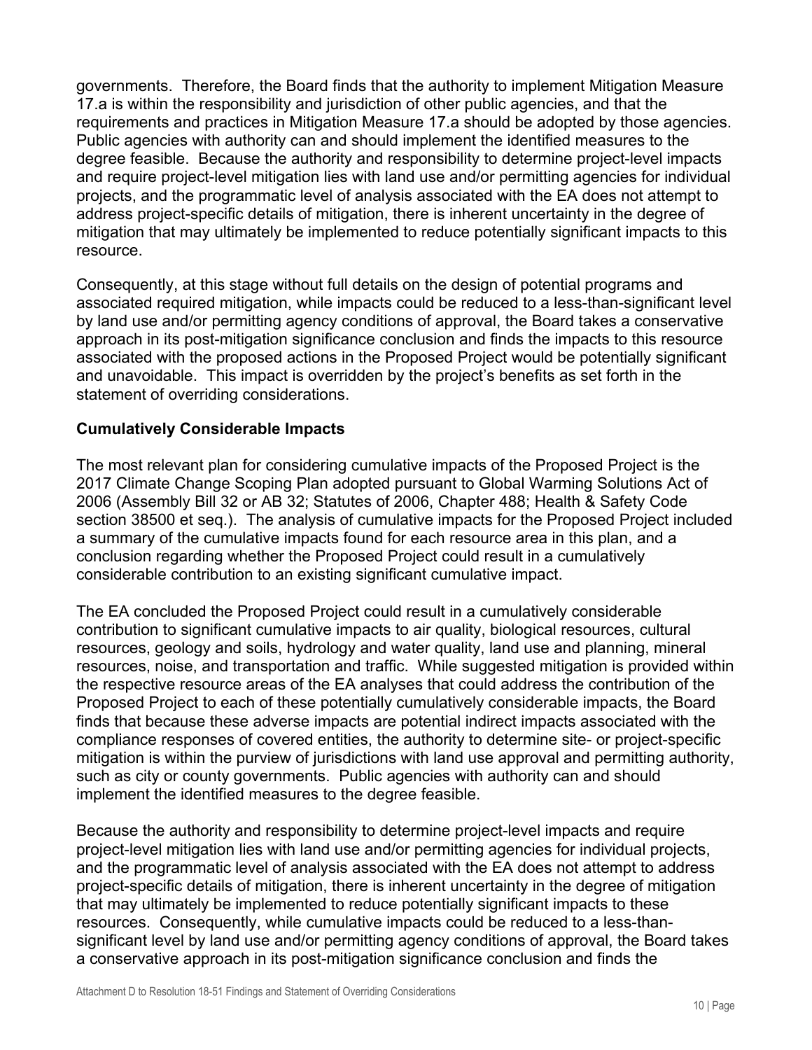governments. Therefore, the Board finds that the authority to implement Mitigation Measure 17.a is within the responsibility and jurisdiction of other public agencies, and that the requirements and practices in Mitigation Measure 17.a should be adopted by those agencies. Public agencies with authority can and should implement the identified measures to the degree feasible. Because the authority and responsibility to determine project-level impacts and require project-level mitigation lies with land use and/or permitting agencies for individual projects, and the programmatic level of analysis associated with the EA does not attempt to address project-specific details of mitigation, there is inherent uncertainty in the degree of mitigation that may ultimately be implemented to reduce potentially significant impacts to this resource.

Consequently, at this stage without full details on the design of potential programs and associated required mitigation, while impacts could be reduced to a less-than-significant level by land use and/or permitting agency conditions of approval, the Board takes a conservative approach in its post-mitigation significance conclusion and finds the impacts to this resource associated with the proposed actions in the Proposed Project would be potentially significant and unavoidable. This impact is overridden by the project's benefits as set forth in the statement of overriding considerations.

**Cumulatively Considerable Impacts**

The most relevant plan for considering cumulative impacts of the Proposed Project is the 2017 Climate Change Scoping Plan adopted pursuant to Global Warming Solutions Act of 2006 (Assembly Bill 32 or AB 32; Statutes of 2006, Chapter 488; Health & Safety Code section 38500 et seq.). The analysis of cumulative impacts for the Proposed Project included a summary of the cumulative impacts found for each resource area in this plan, and a conclusion regarding whether the Proposed Project could result in a cumulatively considerable contribution to an existing significant cumulative impact.

The EA concluded the Proposed Project could result in a cumulatively considerable contribution to significant cumulative impacts to air quality, biological resources, cultural resources, geology and soils, hydrology and water quality, land use and planning, mineral resources, noise, and transportation and traffic. While suggested mitigation is provided within the respective resource areas of the EA analyses that could address the contribution of the Proposed Project to each of these potentially cumulatively considerable impacts, the Board finds that because these adverse impacts are potential indirect impacts associated with the compliance responses of covered entities, the authority to determine site- or project-specific mitigation is within the purview of jurisdictions with land use approval and permitting authority, such as city or county governments. Public agencies with authority can and should implement the identified measures to the degree feasible.

Because the authority and responsibility to determine project-level impacts and require project-level mitigation lies with land use and/or permitting agencies for individual projects, and the programmatic level of analysis associated with the EA does not attempt to address project-specific details of mitigation, there is inherent uncertainty in the degree of mitigation that may ultimately be implemented to reduce potentially significant impacts to these resources. Consequently, while cumulative impacts could be reduced to a less-than-significant level by land use and/or permitting agency conditions of approval, the Board takes a conservative approach in its post-mitigation significance conclusion and finds the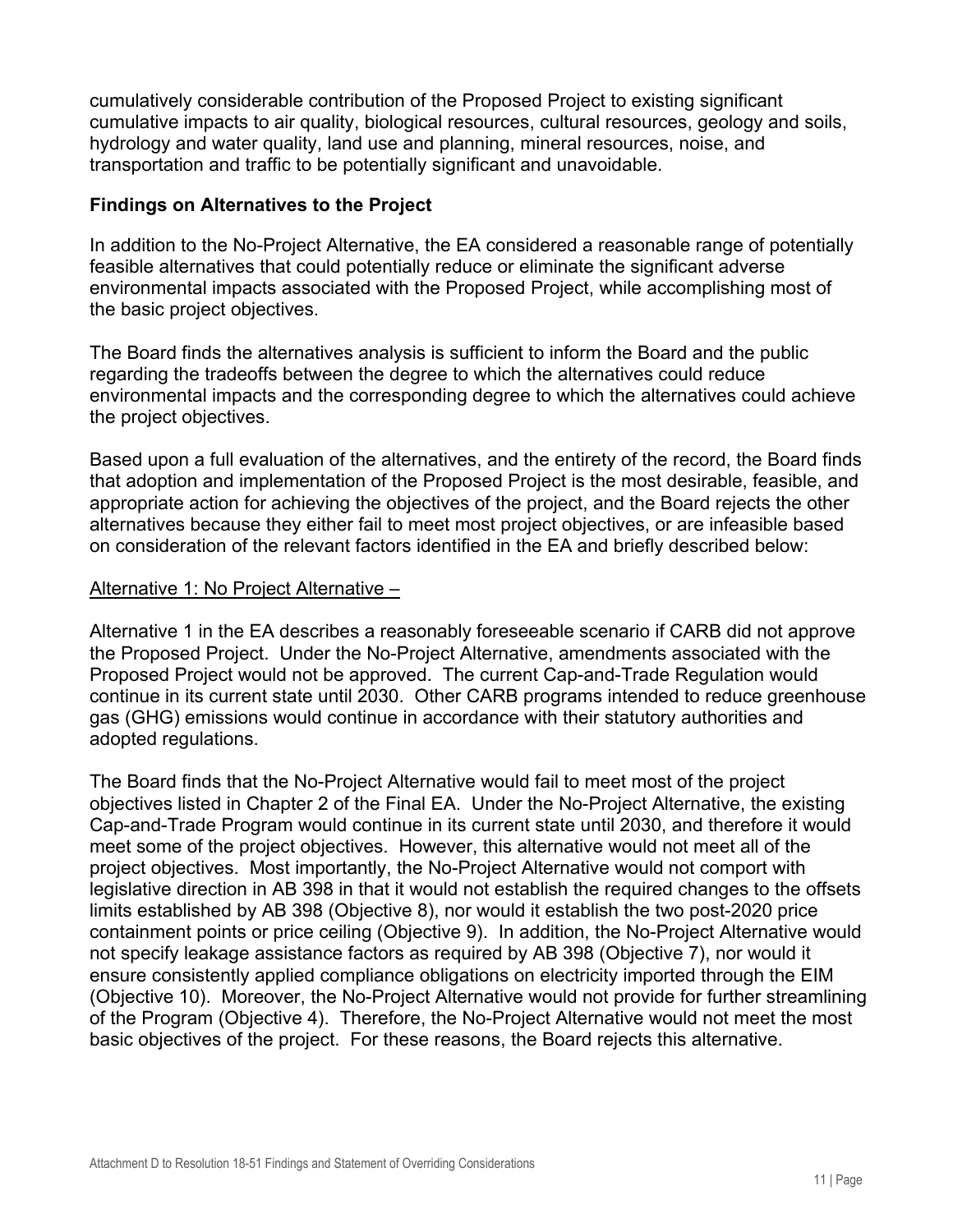cumulatively considerable contribution of the Proposed Project to existing significant cumulative impacts to air quality, biological resources, cultural resources, geology and soils, hydrology and water quality, land use and planning, mineral resources, noise, and transportation and traffic to be potentially significant and unavoidable.

## Findings on Alternatives to the Project

In addition to the No-Project Alternative, the EA considered a reasonable range of potentially feasible alternatives that could potentially reduce or eliminate the significant adverse environmental impacts associated with the Proposed Project, while accomplishing most of the basic project objectives.

The Board finds the alternatives analysis is sufficient to inform the Board and the public regarding the tradeoffs between the degree to which the alternatives could reduce environmental impacts and the corresponding degree to which the alternatives could achieve the project objectives.

Based upon a full evaluation of the alternatives, and the entirety of the record, the Board finds that adoption and implementation of the Proposed Project is the most desirable, feasible, and appropriate action for achieving the objectives of the project, and the Board rejects the other alternatives because they either fail to meet most project objectives, or are infeasible based on consideration of the relevant factors identified in the EA and briefly described below:

Alternative 1: No Project Alternative –

Alternative 1 in the EA describes a reasonably foreseeable scenario if CARB did not approve the Proposed Project. Under the No-Project Alternative, amendments associated with the Proposed Project would not be approved. The current Cap-and-Trade Regulation would continue in its current state until 2030. Other CARB programs intended to reduce greenhouse gas (GHG) emissions would continue in accordance with their statutory authorities and adopted regulations.

The Board finds that the No-Project Alternative would fail to meet most of the project objectives listed in Chapter 2 of the Final EA. Under the No-Project Alternative, the existing Cap-and-Trade Program would continue in its current state until 2030, and therefore it would meet some of the project objectives. However, this alternative would not meet all of the project objectives. Most importantly, the No-Project Alternative would not comport with legislative direction in AB 398 in that it would not establish the required changes to the offsets limits established by AB 398 (Objective 8), nor would it establish the two post-2020 price containment points or price ceiling (Objective 9). In addition, the No-Project Alternative would not specify leakage assistance factors as required by AB 398 (Objective 7), nor would it ensure consistently applied compliance obligations on electricity imported through the EIM (Objective 10). Moreover, the No-Project Alternative would not provide for further streamlining of the Program (Objective 4). Therefore, the No-Project Alternative would not meet the most basic objectives of the project. For these reasons, the Board rejects this alternative.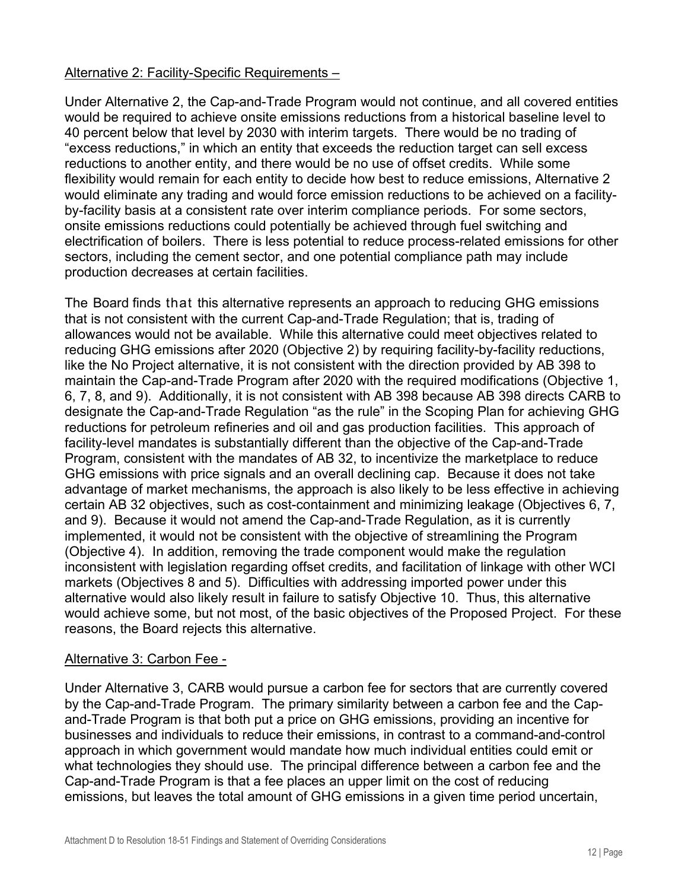Alternative 2: Facility-Specific Requirements –

Under Alternative 2, the Cap-and-Trade Program would not continue, and all covered entities would be required to achieve onsite emissions reductions from a historical baseline level to 40 percent below that level by 2030 with interim targets. There would be no trading of "excess reductions," in which an entity that exceeds the reduction target can sell excess reductions to another entity, and there would be no use of offset credits. While some flexibility would remain for each entity to decide how best to reduce emissions, Alternative 2 would eliminate any trading and would force emission reductions to be achieved on a facility-by-facility basis at a consistent rate over interim compliance periods. For some sectors, onsite emissions reductions could potentially be achieved through fuel switching and electrification of boilers. There is less potential to reduce process-related emissions for other sectors, including the cement sector, and one potential compliance path may include production decreases at certain facilities.

The Board finds that this alternative represents an approach to reducing GHG emissions that is not consistent with the current Cap-and-Trade Regulation; that is, trading of allowances would not be available. While this alternative could meet objectives related to reducing GHG emissions after 2020 (Objective 2) by requiring facility-by-facility reductions, like the No Project alternative, it is not consistent with the direction provided by AB 398 to maintain the Cap-and-Trade Program after 2020 with the required modifications (Objective 1, 6, 7, 8, and 9). Additionally, it is not consistent with AB 398 because AB 398 directs CARB to designate the Cap-and-Trade Regulation "as the rule" in the Scoping Plan for achieving GHG reductions for petroleum refineries and oil and gas production facilities. This approach of facility-level mandates is substantially different than the objective of the Cap-and-Trade Program, consistent with the mandates of AB 32, to incentivize the marketplace to reduce GHG emissions with price signals and an overall declining cap. Because it does not take advantage of market mechanisms, the approach is also likely to be less effective in achieving certain AB 32 objectives, such as cost-containment and minimizing leakage (Objectives 6, 7, and 9). Because it would not amend the Cap-and-Trade Regulation, as it is currently implemented, it would not be consistent with the objective of streamlining the Program (Objective 4). In addition, removing the trade component would make the regulation inconsistent with legislation regarding offset credits, and facilitation of linkage with other WCI markets (Objectives 8 and 5). Difficulties with addressing imported power under this alternative would also likely result in failure to satisfy Objective 10. Thus, this alternative would achieve some, but not most, of the basic objectives of the Proposed Project. For these reasons, the Board rejects this alternative.

Alternative 3: Carbon Fee -

Under Alternative 3, CARB would pursue a carbon fee for sectors that are currently covered by the Cap-and-Trade Program. The primary similarity between a carbon fee and the Cap-and-Trade Program is that both put a price on GHG emissions, providing an incentive for businesses and individuals to reduce their emissions, in contrast to a command-and-control approach in which government would mandate how much individual entities could emit or what technologies they should use. The principal difference between a carbon fee and the Cap-and-Trade Program is that a fee places an upper limit on the cost of reducing emissions, but leaves the total amount of GHG emissions in a given time period uncertain,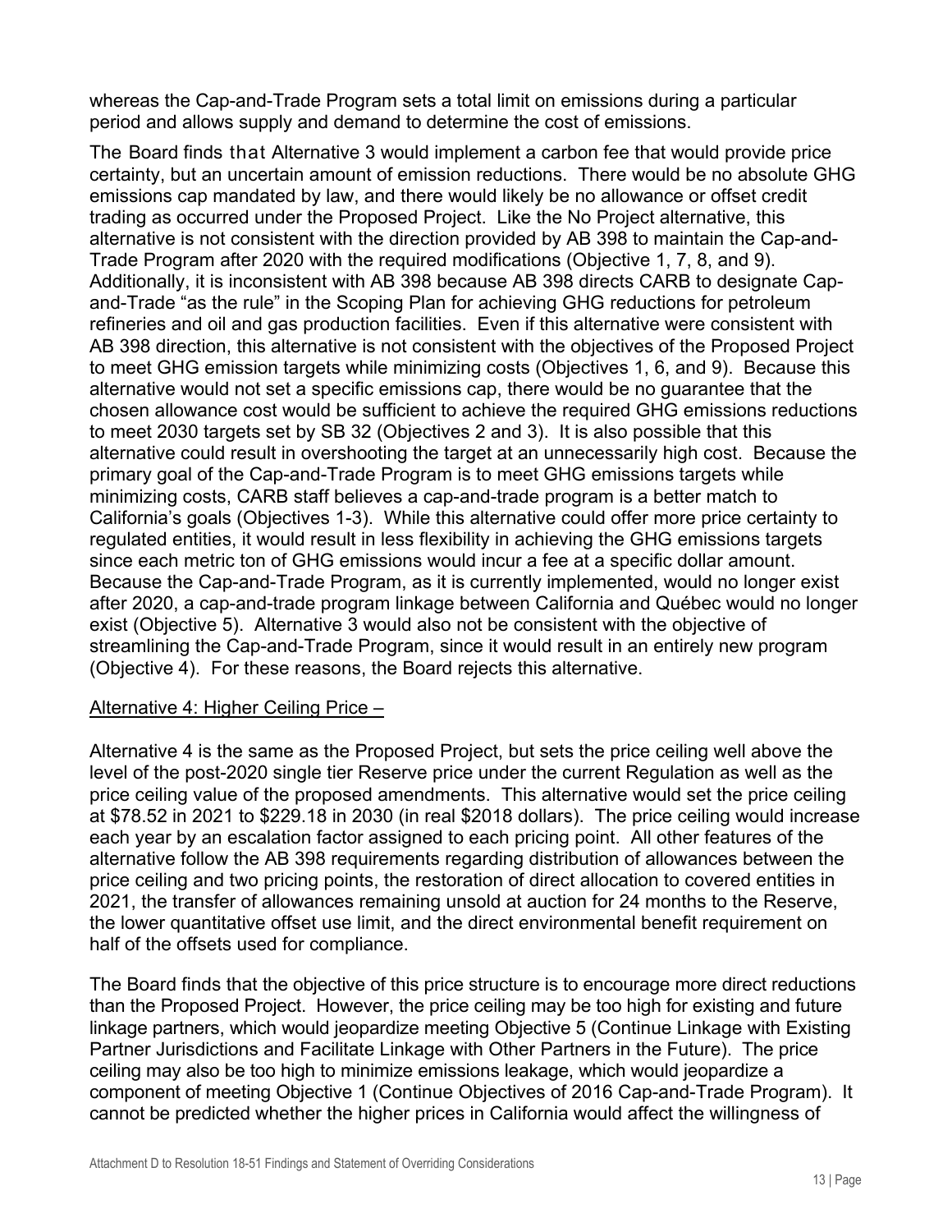whereas the Cap-and-Trade Program sets a total limit on emissions during a particular period and allows supply and demand to determine the cost of emissions.

The Board finds that Alternative 3 would implement a carbon fee that would provide price certainty, but an uncertain amount of emission reductions. There would be no absolute GHG emissions cap mandated by law, and there would likely be no allowance or offset credit trading as occurred under the Proposed Project. Like the No Project alternative, this alternative is not consistent with the direction provided by AB 398 to maintain the Cap-and-Trade Program after 2020 with the required modifications (Objective 1, 7, 8, and 9). Additionally, it is inconsistent with AB 398 because AB 398 directs CARB to designate Cap-and-Trade "as the rule" in the Scoping Plan for achieving GHG reductions for petroleum refineries and oil and gas production facilities. Even if this alternative were consistent with AB 398 direction, this alternative is not consistent with the objectives of the Proposed Project to meet GHG emission targets while minimizing costs (Objectives 1, 6, and 9). Because this alternative would not set a specific emissions cap, there would be no guarantee that the chosen allowance cost would be sufficient to achieve the required GHG emissions reductions to meet 2030 targets set by SB 32 (Objectives 2 and 3). It is also possible that this alternative could result in overshooting the target at an unnecessarily high cost. Because the primary goal of the Cap-and-Trade Program is to meet GHG emissions targets while minimizing costs, CARB staff believes a cap-and-trade program is a better match to California's goals (Objectives 1-3). While this alternative could offer more price certainty to regulated entities, it would result in less flexibility in achieving the GHG emissions targets since each metric ton of GHG emissions would incur a fee at a specific dollar amount. Because the Cap-and-Trade Program, as it is currently implemented, would no longer exist after 2020, a cap-and-trade program linkage between California and Québec would no longer exist (Objective 5). Alternative 3 would also not be consistent with the objective of streamlining the Cap-and-Trade Program, since it would result in an entirely new program (Objective 4). For these reasons, the Board rejects this alternative.

Alternative 4: Higher Ceiling Price –

Alternative 4 is the same as the Proposed Project, but sets the price ceiling well above the level of the post-2020 single tier Reserve price under the current Regulation as well as the price ceiling value of the proposed amendments. This alternative would set the price ceiling at $78.52 in 2021 to $229.18 in 2030 (in real $2018 dollars). The price ceiling would increase each year by an escalation factor assigned to each pricing point. All other features of the alternative follow the AB 398 requirements regarding distribution of allowances between the price ceiling and two pricing points, the restoration of direct allocation to covered entities in 2021, the transfer of allowances remaining unsold at auction for 24 months to the Reserve, the lower quantitative offset use limit, and the direct environmental benefit requirement on half of the offsets used for compliance.

The Board finds that the objective of this price structure is to encourage more direct reductions than the Proposed Project. However, the price ceiling may be too high for existing and future linkage partners, which would jeopardize meeting Objective 5 (Continue Linkage with Existing Partner Jurisdictions and Facilitate Linkage with Other Partners in the Future). The price ceiling may also be too high to minimize emissions leakage, which would jeopardize a component of meeting Objective 1 (Continue Objectives of 2016 Cap-and-Trade Program). It cannot be predicted whether the higher prices in California would affect the willingness of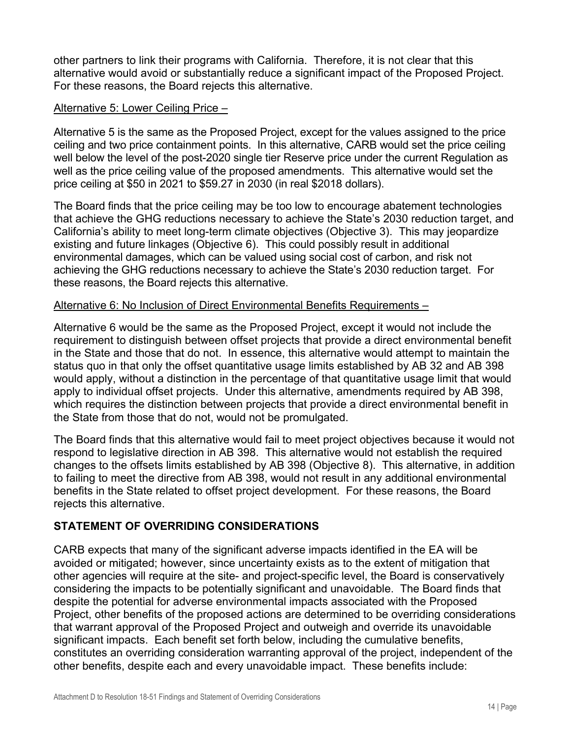other partners to link their programs with California. Therefore, it is not clear that this alternative would avoid or substantially reduce a significant impact of the Proposed Project. For these reasons, the Board rejects this alternative.

Alternative 5: Lower Ceiling Price –

Alternative 5 is the same as the Proposed Project, except for the values assigned to the price ceiling and two price containment points. In this alternative, CARB would set the price ceiling well below the level of the post-2020 single tier Reserve price under the current Regulation as well as the price ceiling value of the proposed amendments. This alternative would set the price ceiling at $50 in 2021 to $59.27 in 2030 (in real $2018 dollars).

The Board finds that the price ceiling may be too low to encourage abatement technologies that achieve the GHG reductions necessary to achieve the State's 2030 reduction target, and California's ability to meet long-term climate objectives (Objective 3). This may jeopardize existing and future linkages (Objective 6). This could possibly result in additional environmental damages, which can be valued using social cost of carbon, and risk not achieving the GHG reductions necessary to achieve the State's 2030 reduction target. For these reasons, the Board rejects this alternative.

Alternative 6: No Inclusion of Direct Environmental Benefits Requirements –

Alternative 6 would be the same as the Proposed Project, except it would not include the requirement to distinguish between offset projects that provide a direct environmental benefit in the State and those that do not. In essence, this alternative would attempt to maintain the status quo in that only the offset quantitative usage limits established by AB 32 and AB 398 would apply, without a distinction in the percentage of that quantitative usage limit that would apply to individual offset projects. Under this alternative, amendments required by AB 398, which requires the distinction between projects that provide a direct environmental benefit in the State from those that do not, would not be promulgated.

The Board finds that this alternative would fail to meet project objectives because it would not respond to legislative direction in AB 398. This alternative would not establish the required changes to the offsets limits established by AB 398 (Objective 8). This alternative, in addition to failing to meet the directive from AB 398, would not result in any additional environmental benefits in the State related to offset project development. For these reasons, the Board rejects this alternative.

## STATEMENT OF OVERRIDING CONSIDERATIONS

CARB expects that many of the significant adverse impacts identified in the EA will be avoided or mitigated; however, since uncertainty exists as to the extent of mitigation that other agencies will require at the site- and project-specific level, the Board is conservatively considering the impacts to be potentially significant and unavoidable. The Board finds that despite the potential for adverse environmental impacts associated with the Proposed Project, other benefits of the proposed actions are determined to be overriding considerations that warrant approval of the Proposed Project and outweigh and override its unavoidable significant impacts. Each benefit set forth below, including the cumulative benefits, constitutes an overriding consideration warranting approval of the project, independent of the other benefits, despite each and every unavoidable impact. These benefits include: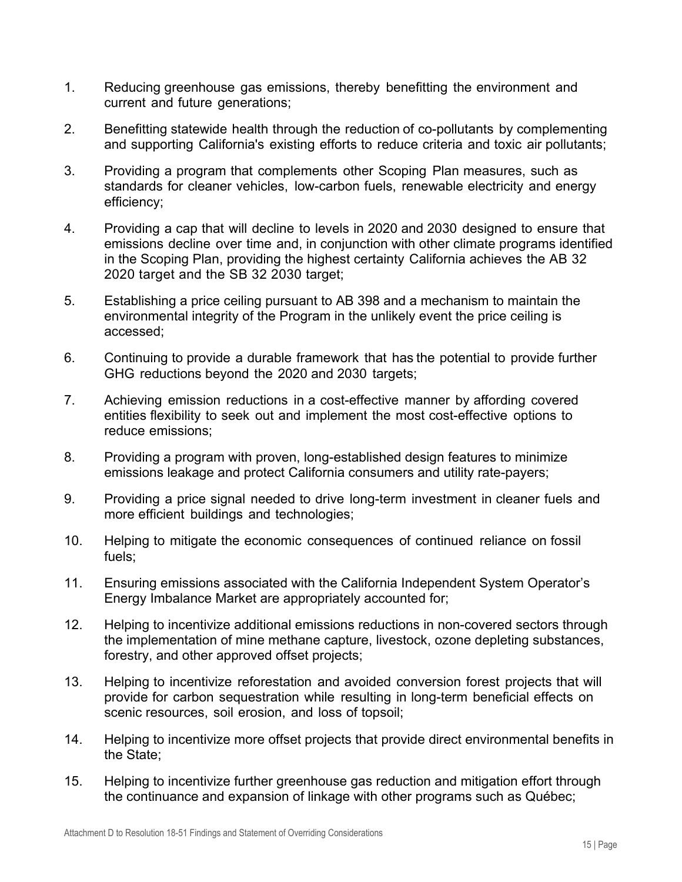1. Reducing greenhouse gas emissions, thereby benefitting the environment and current and future generations;

2. Benefitting statewide health through the reduction of co-pollutants by complementing and supporting California's existing efforts to reduce criteria and toxic air pollutants;

3. Providing a program that complements other Scoping Plan measures, such as standards for cleaner vehicles, low-carbon fuels, renewable electricity and energy efficiency;

4. Providing a cap that will decline to levels in 2020 and 2030 designed to ensure that emissions decline over time and, in conjunction with other climate programs identified in the Scoping Plan, providing the highest certainty California achieves the AB 32 2020 target and the SB 32 2030 target;

5. Establishing a price ceiling pursuant to AB 398 and a mechanism to maintain the environmental integrity of the Program in the unlikely event the price ceiling is accessed;

6. Continuing to provide a durable framework that has the potential to provide further GHG reductions beyond the 2020 and 2030 targets;

7. Achieving emission reductions in a cost-effective manner by affording covered entities flexibility to seek out and implement the most cost-effective options to reduce emissions;

8. Providing a program with proven, long-established design features to minimize emissions leakage and protect California consumers and utility rate-payers;

9. Providing a price signal needed to drive long-term investment in cleaner fuels and more efficient buildings and technologies;

10. Helping to mitigate the economic consequences of continued reliance on fossil fuels;

11. Ensuring emissions associated with the California Independent System Operator's Energy Imbalance Market are appropriately accounted for;

12. Helping to incentivize additional emissions reductions in non-covered sectors through the implementation of mine methane capture, livestock, ozone depleting substances, forestry, and other approved offset projects;

13. Helping to incentivize reforestation and avoided conversion forest projects that will provide for carbon sequestration while resulting in long-term beneficial effects on scenic resources, soil erosion, and loss of topsoil;

14. Helping to incentivize more offset projects that provide direct environmental benefits in the State;

15. Helping to incentivize further greenhouse gas reduction and mitigation effort through the continuance and expansion of linkage with other programs such as Québec;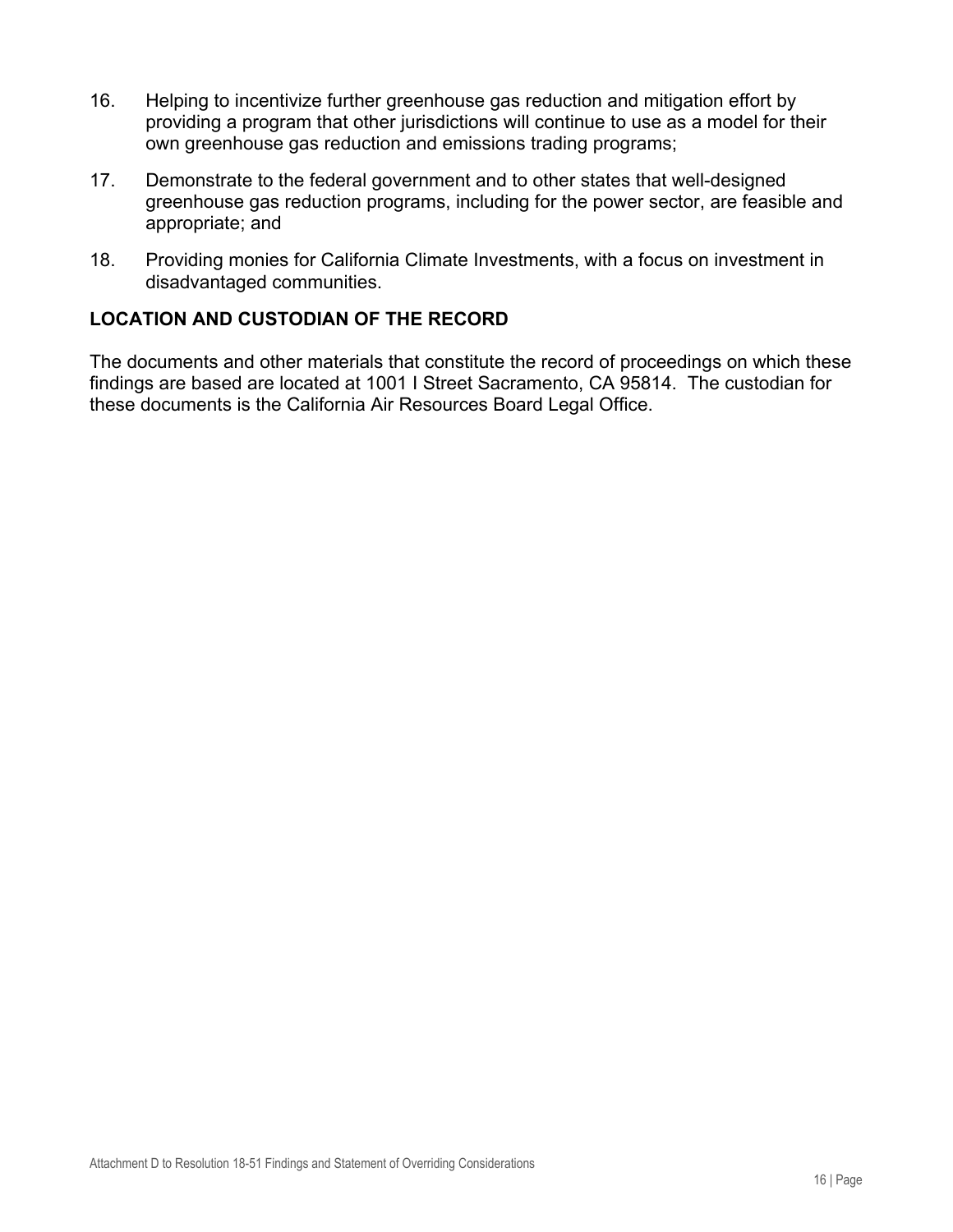16. Helping to incentivize further greenhouse gas reduction and mitigation effort by providing a program that other jurisdictions will continue to use as a model for their own greenhouse gas reduction and emissions trading programs;

17. Demonstrate to the federal government and to other states that well-designed greenhouse gas reduction programs, including for the power sector, are feasible and appropriate; and

18. Providing monies for California Climate Investments, with a focus on investment in disadvantaged communities.

**LOCATION AND CUSTODIAN OF THE RECORD**

The documents and other materials that constitute the record of proceedings on which these findings are based are located at 1001 I Street Sacramento, CA 95814. The custodian for these documents is the California Air Resources Board Legal Office.